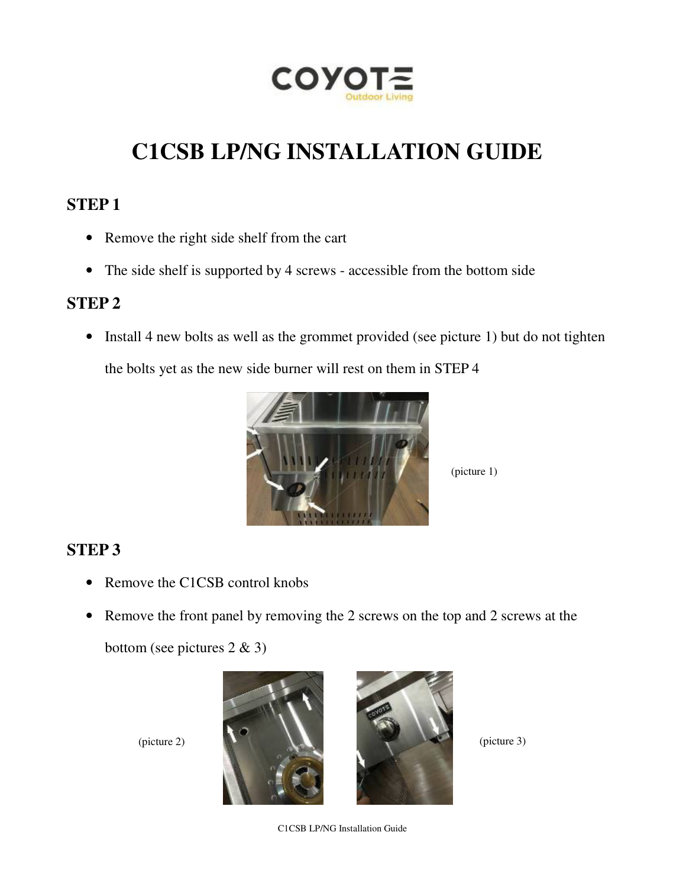COYOTE
Outdoor Living

# C1CSB LP/NG INSTALLATION GUIDE

## STEP 1

- Remove the right side shelf from the cart
- The side shelf is supported by 4 screws - accessible from the bottom side

## STEP 2

- Install 4 new bolts as well as the grommet provided (see picture 1) but do not tighten the bolts yet as the new side burner will rest on them in STEP 4

(picture 1)

## STEP 3

- Remove the C1CSB control knobs
- Remove the front panel by removing the 2 screws on the top and 2 screws at the bottom (see pictures 2 & 3)

(picture 2)

(picture 3)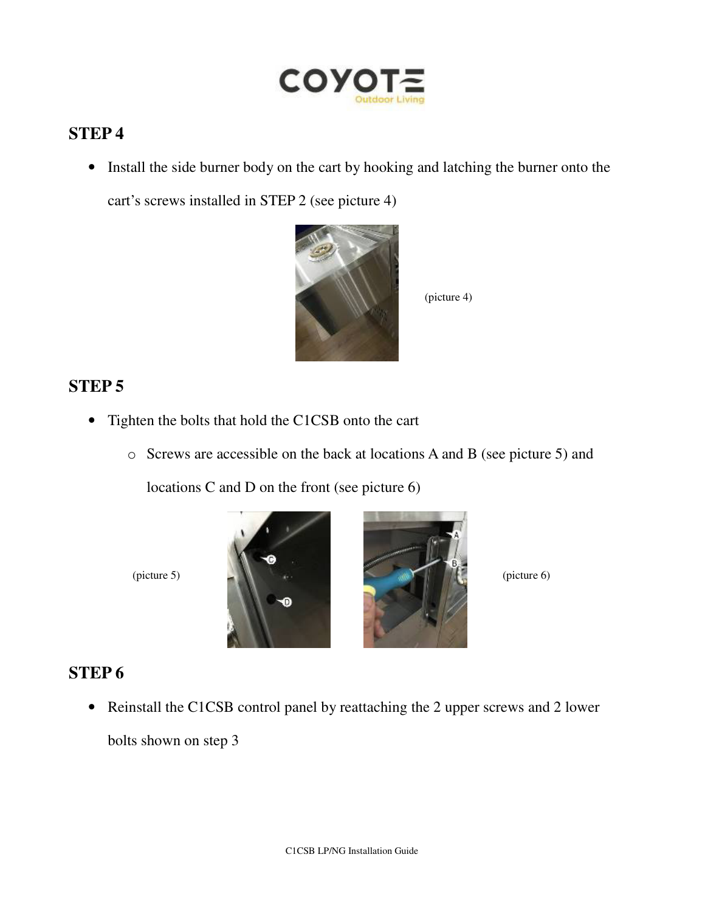## STEP 4

- Install the side burner body on the cart by hooking and latching the burner onto the cart's screws installed in STEP 2 (see picture 4)

(picture 4)

## STEP 5

- Tighten the bolts that hold the C1CSB onto the cart
  - Screws are accessible on the back at locations A and B (see picture 5) and locations C and D on the front (see picture 6)

(picture 5)

(picture 6)

## STEP 6

- Reinstall the C1CSB control panel by reattaching the 2 upper screws and 2 lower bolts shown on step 3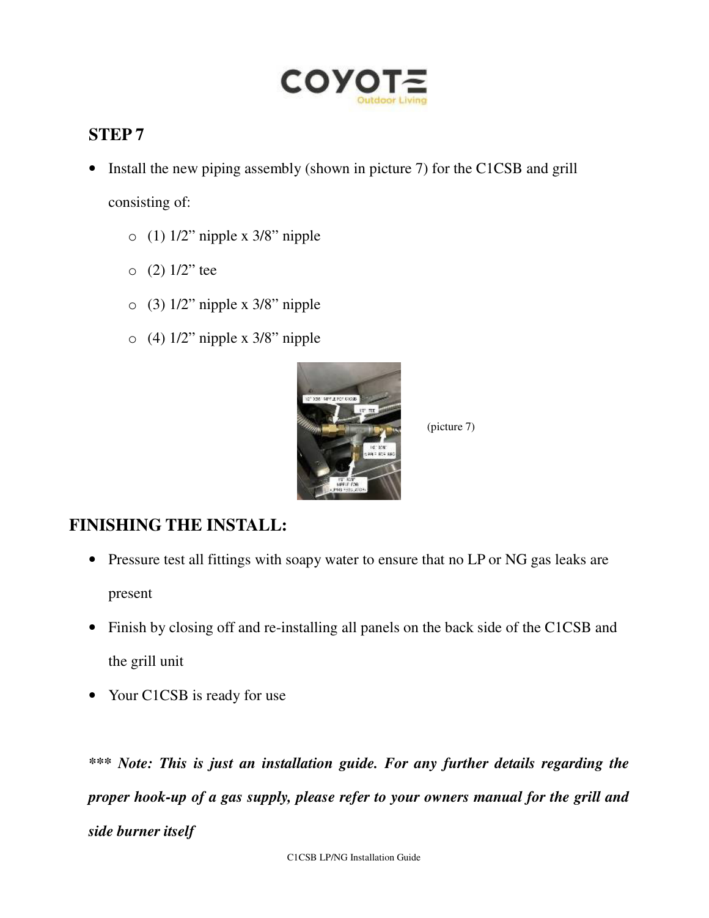## STEP 7

- Install the new piping assembly (shown in picture 7) for the C1CSB and grill consisting of:
  - (1) 1/2” nipple x 3/8” nipple
  - (2) 1/2” tee
  - (3) 1/2” nipple x 3/8” nipple
  - (4) 1/2” nipple x 3/8” nipple

(picture 7)

# FINISHING THE INSTALL:

- Pressure test all fittings with soapy water to ensure that no LP or NG gas leaks are present
- Finish by closing off and re-installing all panels on the back side of the C1CSB and the grill unit
- Your C1CSB is ready for use

***\*\*\* Note: This is just an installation guide. For any further details regarding the proper hook-up of a gas supply, please refer to your owners manual for the grill and side burner itself***